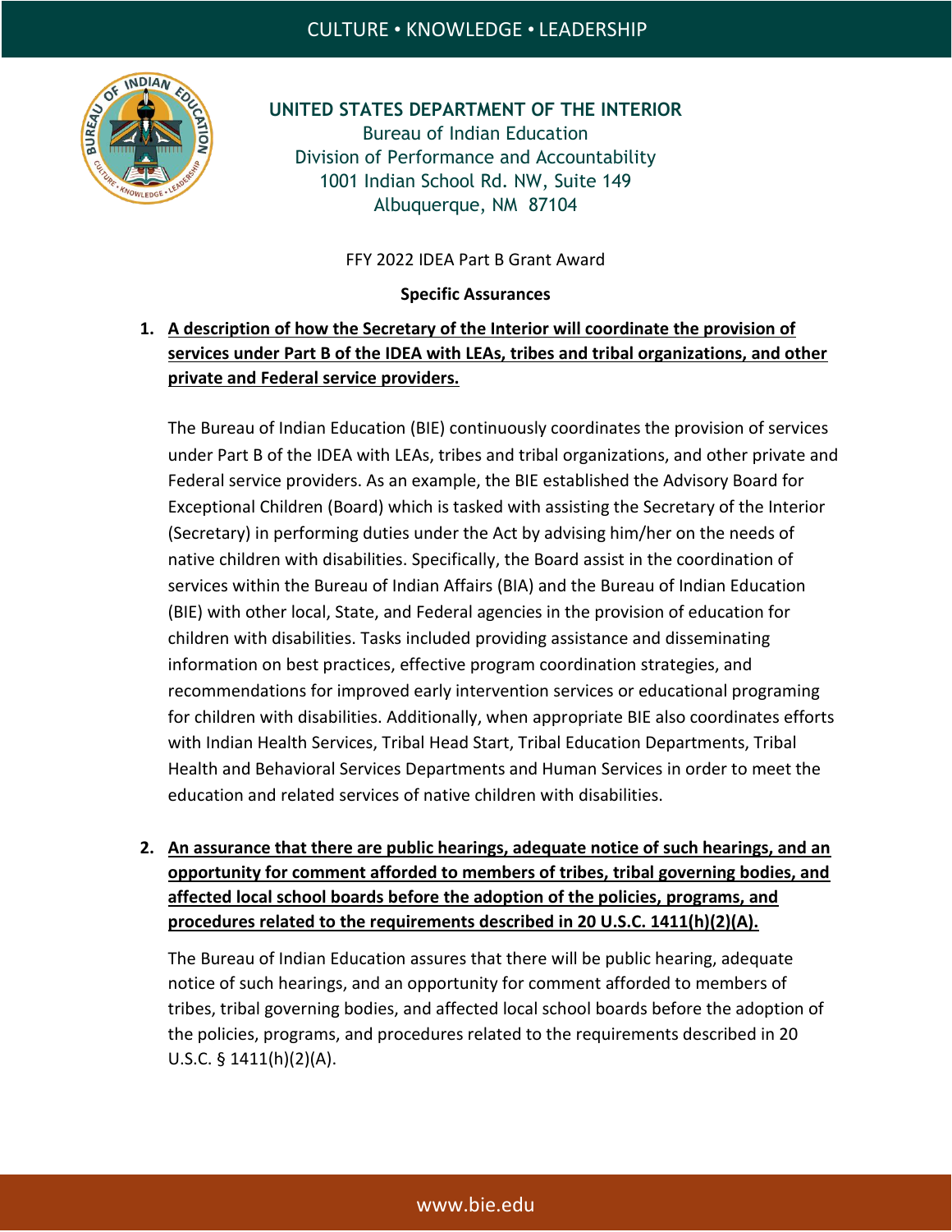**UNITED STATES DEPARTMENT OF THE INTERIOR**
Bureau of Indian Education
Division of Performance and Accountability
1001 Indian School Rd. NW, Suite 149
Albuquerque, NM 87104

FFY 2022 IDEA Part B Grant Award

**Specific Assurances**

1. **A description of how the Secretary of the Interior will coordinate the provision of services under Part B of the IDEA with LEAs, tribes and tribal organizations, and other private and Federal service providers.**

   The Bureau of Indian Education (BIE) continuously coordinates the provision of services under Part B of the IDEA with LEAs, tribes and tribal organizations, and other private and Federal service providers. As an example, the BIE established the Advisory Board for Exceptional Children (Board) which is tasked with assisting the Secretary of the Interior (Secretary) in performing duties under the Act by advising him/her on the needs of native children with disabilities. Specifically, the Board assist in the coordination of services within the Bureau of Indian Affairs (BIA) and the Bureau of Indian Education (BIE) with other local, State, and Federal agencies in the provision of education for children with disabilities. Tasks included providing assistance and disseminating information on best practices, effective program coordination strategies, and recommendations for improved early intervention services or educational programing for children with disabilities. Additionally, when appropriate BIE also coordinates efforts with Indian Health Services, Tribal Head Start, Tribal Education Departments, Tribal Health and Behavioral Services Departments and Human Services in order to meet the education and related services of native children with disabilities.

2. **An assurance that there are public hearings, adequate notice of such hearings, and an opportunity for comment afforded to members of tribes, tribal governing bodies, and affected local school boards before the adoption of the policies, programs, and procedures related to the requirements described in 20 U.S.C. 1411(h)(2)(A).**

   The Bureau of Indian Education assures that there will be public hearing, adequate notice of such hearings, and an opportunity for comment afforded to members of tribes, tribal governing bodies, and affected local school boards before the adoption of the policies, programs, and procedures related to the requirements described in 20 U.S.C. § 1411(h)(2)(A).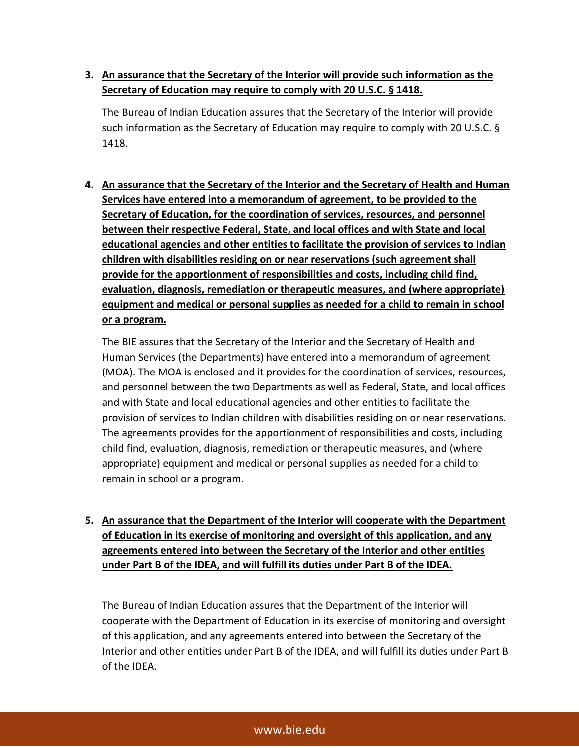3. **<u>An assurance that the Secretary of the Interior will provide such information as the Secretary of Education may require to comply with 20 U.S.C. § 1418.</u>**

   The Bureau of Indian Education assures that the Secretary of the Interior will provide such information as the Secretary of Education may require to comply with 20 U.S.C. § 1418.

4. **<u>An assurance that the Secretary of the Interior and the Secretary of Health and Human Services have entered into a memorandum of agreement, to be provided to the Secretary of Education, for the coordination of services, resources, and personnel between their respective Federal, State, and local offices and with State and local educational agencies and other entities to facilitate the provision of services to Indian children with disabilities residing on or near reservations (such agreement shall provide for the apportionment of responsibilities and costs, including child find, evaluation, diagnosis, remediation or therapeutic measures, and (where appropriate) equipment and medical or personal supplies as needed for a child to remain in school or a program.</u>**

   The BIE assures that the Secretary of the Interior and the Secretary of Health and Human Services (the Departments) have entered into a memorandum of agreement (MOA). The MOA is enclosed and it provides for the coordination of services, resources, and personnel between the two Departments as well as Federal, State, and local offices and with State and local educational agencies and other entities to facilitate the provision of services to Indian children with disabilities residing on or near reservations. The agreements provides for the apportionment of responsibilities and costs, including child find, evaluation, diagnosis, remediation or therapeutic measures, and (where appropriate) equipment and medical or personal supplies as needed for a child to remain in school or a program.

5. **<u>An assurance that the Department of the Interior will cooperate with the Department of Education in its exercise of monitoring and oversight of this application, and any agreements entered into between the Secretary of the Interior and other entities under Part B of the IDEA, and will fulfill its duties under Part B of the IDEA.</u>**

   The Bureau of Indian Education assures that the Department of the Interior will cooperate with the Department of Education in its exercise of monitoring and oversight of this application, and any agreements entered into between the Secretary of the Interior and other entities under Part B of the IDEA, and will fulfill its duties under Part B of the IDEA.